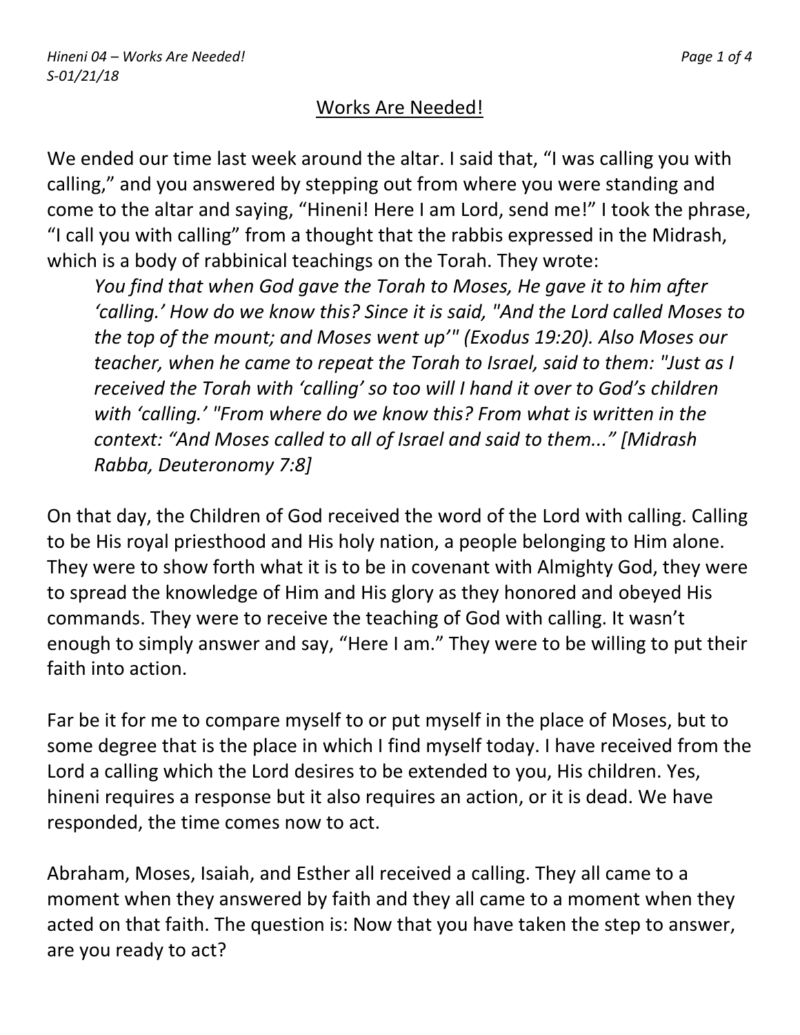## Works Are Needed!

We ended our time last week around the altar. I said that, “I was calling you with calling,” and you answered by stepping out from where you were standing and come to the altar and saying, “Hineni! Here I am Lord, send me!” I took the phrase, “I call you with calling” from a thought that the rabbis expressed in the Midrash, which is a body of rabbinical teachings on the Torah. They wrote:

> *You find that when God gave the Torah to Moses, He gave it to him after ‘calling.’ How do we know this? Since it is said, "And the Lord called Moses to the top of the mount; and Moses went up’" (Exodus 19:20). Also Moses our teacher, when he came to repeat the Torah to Israel, said to them: "Just as I received the Torah with ‘calling’ so too will I hand it over to God’s children with ‘calling.’ "From where do we know this? From what is written in the context: “And Moses called to all of Israel and said to them...” [Midrash Rabba, Deuteronomy 7:8]*

On that day, the Children of God received the word of the Lord with calling. Calling to be His royal priesthood and His holy nation, a people belonging to Him alone. They were to show forth what it is to be in covenant with Almighty God, they were to spread the knowledge of Him and His glory as they honored and obeyed His commands. They were to receive the teaching of God with calling. It wasn’t enough to simply answer and say, “Here I am.” They were to be willing to put their faith into action.

Far be it for me to compare myself to or put myself in the place of Moses, but to some degree that is the place in which I find myself today. I have received from the Lord a calling which the Lord desires to be extended to you, His children. Yes, hineni requires a response but it also requires an action, or it is dead. We have responded, the time comes now to act.

Abraham, Moses, Isaiah, and Esther all received a calling. They all came to a moment when they answered by faith and they all came to a moment when they acted on that faith. The question is: Now that you have taken the step to answer, are you ready to act?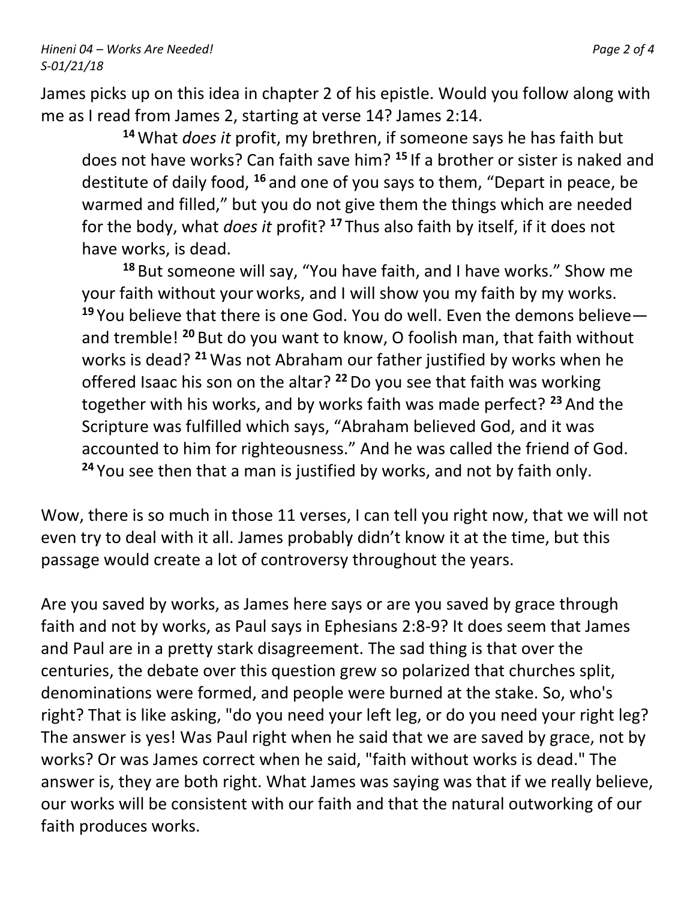James picks up on this idea in chapter 2 of his epistle. Would you follow along with me as I read from James 2, starting at verse 14? James 2:14.

> [14] What *does it* profit, my brethren, if someone says he has faith but does not have works? Can faith save him? [15] If a brother or sister is naked and destitute of daily food, [16] and one of you says to them, “Depart in peace, be warmed and filled,” but you do not give them the things which are needed for the body, what *does it* profit? [17] Thus also faith by itself, if it does not have works, is dead.
>
> [18] But someone will say, “You have faith, and I have works.” Show me your faith without your works, and I will show you my faith by my works. [19] You believe that there is one God. You do well. Even the demons believe—and tremble! [20] But do you want to know, O foolish man, that faith without works is dead? [21] Was not Abraham our father justified by works when he offered Isaac his son on the altar? [22] Do you see that faith was working together with his works, and by works faith was made perfect? [23] And the Scripture was fulfilled which says, “Abraham believed God, and it was accounted to him for righteousness.” And he was called the friend of God. [24] You see then that a man is justified by works, and not by faith only.

Wow, there is so much in those 11 verses, I can tell you right now, that we will not even try to deal with it all. James probably didn’t know it at the time, but this passage would create a lot of controversy throughout the years.

Are you saved by works, as James here says or are you saved by grace through faith and not by works, as Paul says in Ephesians 2:8-9? It does seem that James and Paul are in a pretty stark disagreement. The sad thing is that over the centuries, the debate over this question grew so polarized that churches split, denominations were formed, and people were burned at the stake. So, who's right? That is like asking, "do you need your left leg, or do you need your right leg? The answer is yes! Was Paul right when he said that we are saved by grace, not by works? Or was James correct when he said, "faith without works is dead." The answer is, they are both right. What James was saying was that if we really believe, our works will be consistent with our faith and that the natural outworking of our faith produces works.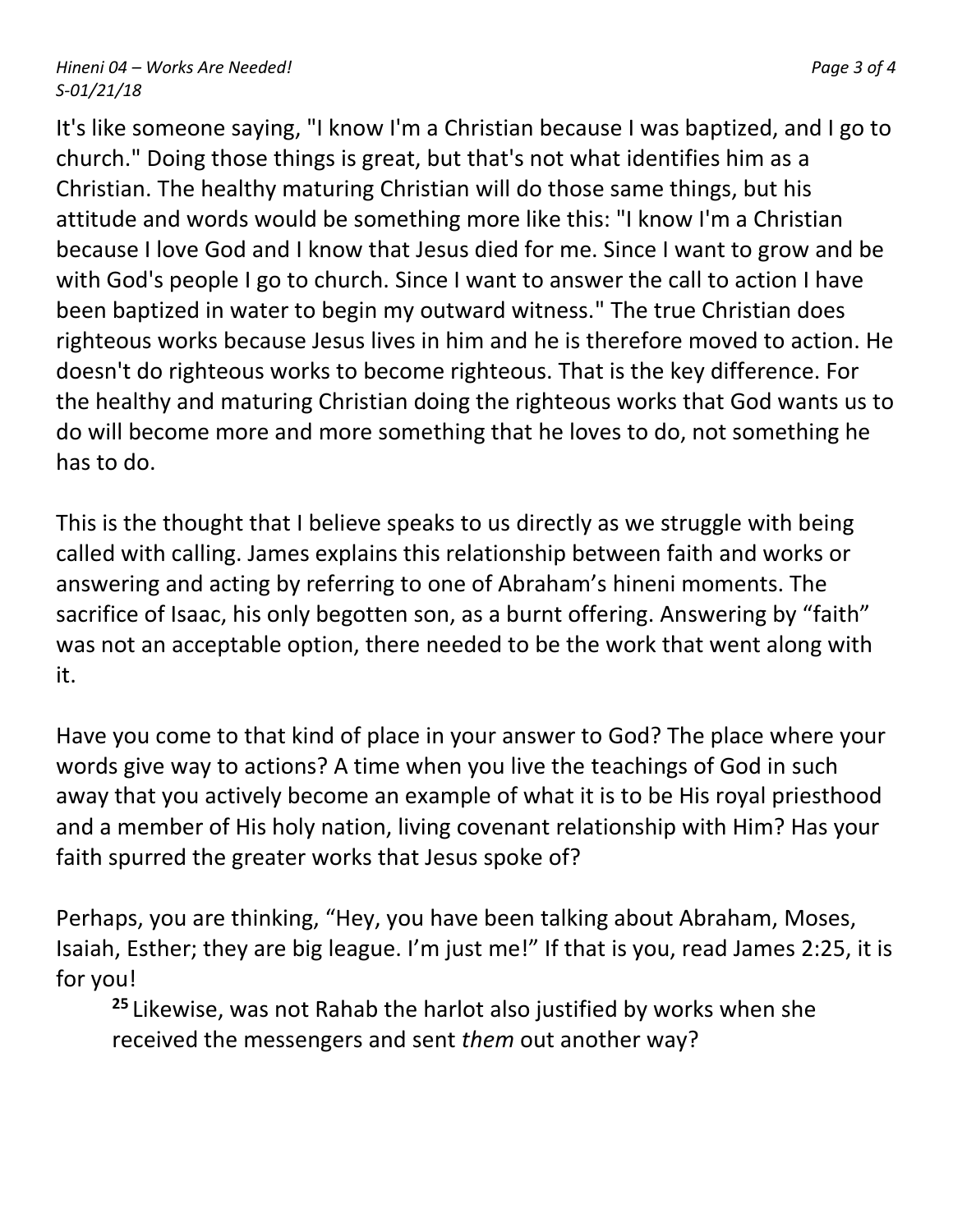It's like someone saying, "I know I'm a Christian because I was baptized, and I go to church." Doing those things is great, but that's not what identifies him as a Christian. The healthy maturing Christian will do those same things, but his attitude and words would be something more like this: "I know I'm a Christian because I love God and I know that Jesus died for me. Since I want to grow and be with God's people I go to church. Since I want to answer the call to action I have been baptized in water to begin my outward witness." The true Christian does righteous works because Jesus lives in him and he is therefore moved to action. He doesn't do righteous works to become righteous. That is the key difference. For the healthy and maturing Christian doing the righteous works that God wants us to do will become more and more something that he loves to do, not something he has to do.

This is the thought that I believe speaks to us directly as we struggle with being called with calling. James explains this relationship between faith and works or answering and acting by referring to one of Abraham's hineni moments. The sacrifice of Isaac, his only begotten son, as a burnt offering. Answering by "faith" was not an acceptable option, there needed to be the work that went along with it.

Have you come to that kind of place in your answer to God? The place where your words give way to actions? A time when you live the teachings of God in such away that you actively become an example of what it is to be His royal priesthood and a member of His holy nation, living covenant relationship with Him? Has your faith spurred the greater works that Jesus spoke of?

Perhaps, you are thinking, "Hey, you have been talking about Abraham, Moses, Isaiah, Esther; they are big league. I'm just me!" If that is you, read James 2:25, it is for you!

> **25** Likewise, was not Rahab the harlot also justified by works when she received the messengers and sent *them* out another way?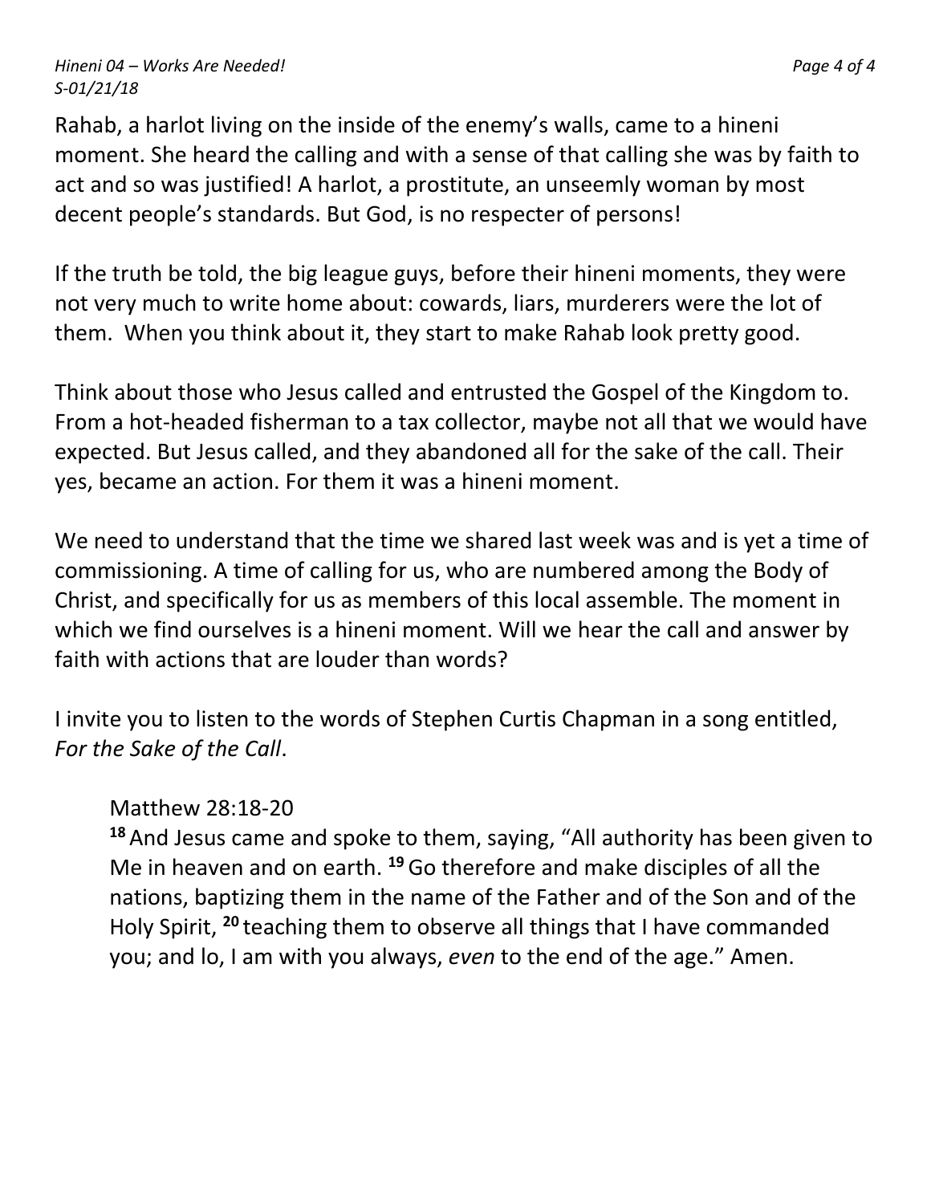Rahab, a harlot living on the inside of the enemy's walls, came to a hineni moment. She heard the calling and with a sense of that calling she was by faith to act and so was justified! A harlot, a prostitute, an unseemly woman by most decent people's standards. But God, is no respecter of persons!

If the truth be told, the big league guys, before their hineni moments, they were not very much to write home about: cowards, liars, murderers were the lot of them. When you think about it, they start to make Rahab look pretty good.

Think about those who Jesus called and entrusted the Gospel of the Kingdom to. From a hot-headed fisherman to a tax collector, maybe not all that we would have expected. But Jesus called, and they abandoned all for the sake of the call. Their yes, became an action. For them it was a hineni moment.

We need to understand that the time we shared last week was and is yet a time of commissioning. A time of calling for us, who are numbered among the Body of Christ, and specifically for us as members of this local assemble. The moment in which we find ourselves is a hineni moment. Will we hear the call and answer by faith with actions that are louder than words?

I invite you to listen to the words of Stephen Curtis Chapman in a song entitled, *For the Sake of the Call*.

> Matthew 28:18-20
> **18** And Jesus came and spoke to them, saying, "All authority has been given to Me in heaven and on earth. **19** Go therefore and make disciples of all the nations, baptizing them in the name of the Father and of the Son and of the Holy Spirit, **20** teaching them to observe all things that I have commanded you; and lo, I am with you always, *even* to the end of the age." Amen.